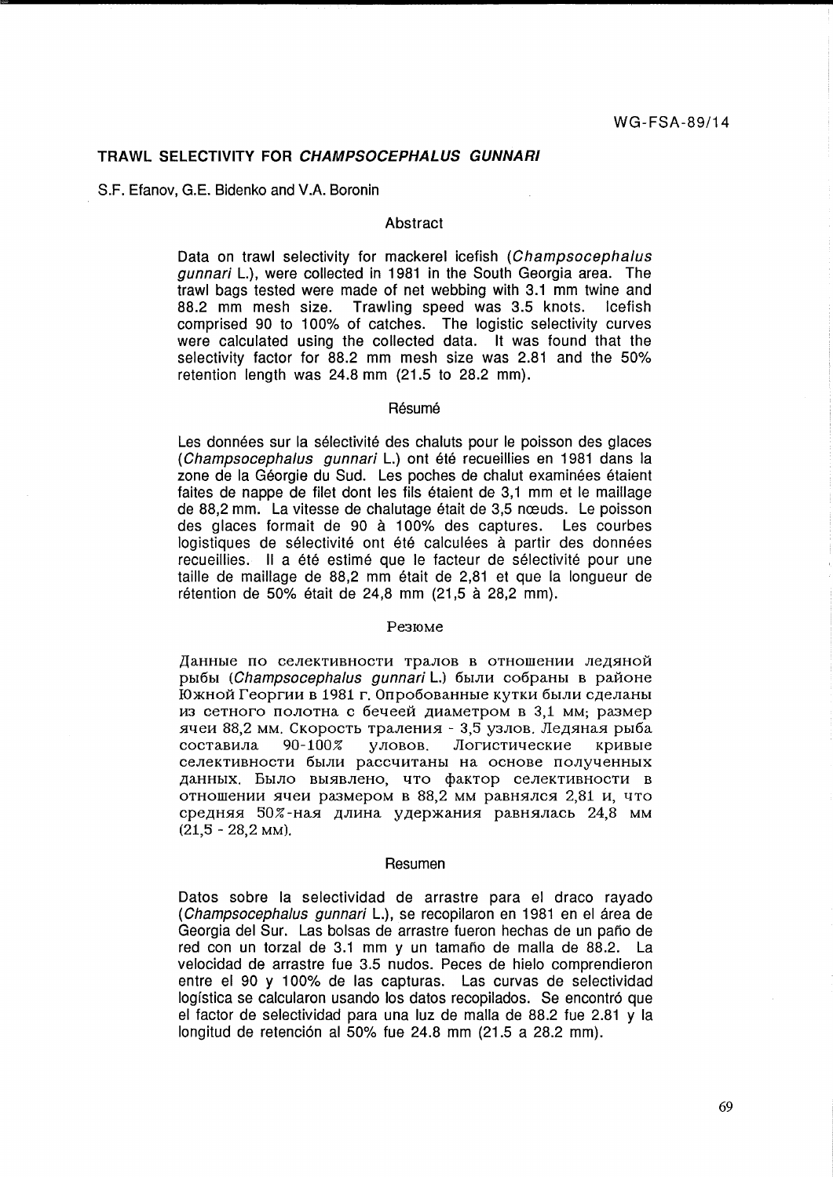WG-FSA-89/14

# TRAWL SELECTIVITY FOR *CHAMPSOCEPHALUS GUNNARI*

S.F. Efanov, G.E. Bidenko and V.A. Boronin

## Abstract

Data on trawl selectivity for mackerel icefish (*Champsocephalus gunnari* L.), were collected in 1981 in the South Georgia area. The trawl bags tested were made of net webbing with 3.1 mm twine and 88.2 mm mesh size. Trawling speed was 3.5 knots. Icefish comprised 90 to 100% of catches. The logistic selectivity curves were calculated using the collected data. It was found that the selectivity factor for 88.2 mm mesh size was 2.81 and the 50% retention length was 24.8 mm (21.5 to 28.2 mm).

## Résumé

Les données sur la sélectivité des chaluts pour le poisson des glaces (*Champsocephalus gunnari* L.) ont été recueillies en 1981 dans la zone de la Géorgie du Sud. Les poches de chalut examinées étaient faites de nappe de filet dont les fils étaient de 3,1 mm et le maillage de 88,2 mm. La vitesse de chalutage était de 3,5 nœuds. Le poisson des glaces formait de 90 à 100% des captures. Les courbes logistiques de sélectivité ont été calculées à partir des données recueillies. Il a été estimé que le facteur de sélectivité pour une taille de maillage de 88,2 mm était de 2,81 et que la longueur de rétention de 50% était de 24,8 mm (21,5 à 28,2 mm).

## Резюме

Данные по селективности тралов в отношении ледяной рыбы (*Champsocephalus gunnari* L.) были собраны в районе Южной Георгии в 1981 г. Опробованные кутки были сделаны из сетного полотна с бечеей диаметром в 3,1 мм; размер ячеи 88,2 мм. Скорость траления - 3,5 узлов. Ледяная рыба составила 90-100% уловов. Логистические кривые селективности были рассчитаны на основе полученных данных. Было выявлено, что фактор селективности в отношении ячеи размером в 88,2 мм равнялся 2,81 и, что средняя 50%-ная длина удержания равнялась 24,8 мм (21,5 - 28,2 мм).

## Resumen

Datos sobre la selectividad de arrastre para el draco rayado (*Champsocephalus gunnari* L.), se recopilaron en 1981 en el área de Georgia del Sur. Las bolsas de arrastre fueron hechas de un paño de red con un torzal de 3.1 mm y un tamaño de malla de 88.2. La velocidad de arrastre fue 3.5 nudos. Peces de hielo comprendieron entre el 90 y 100% de las capturas. Las curvas de selectividad logística se calcularon usando los datos recopilados. Se encontró que el factor de selectividad para una luz de malla de 88.2 fue 2.81 y la longitud de retención al 50% fue 24.8 mm (21.5 a 28.2 mm).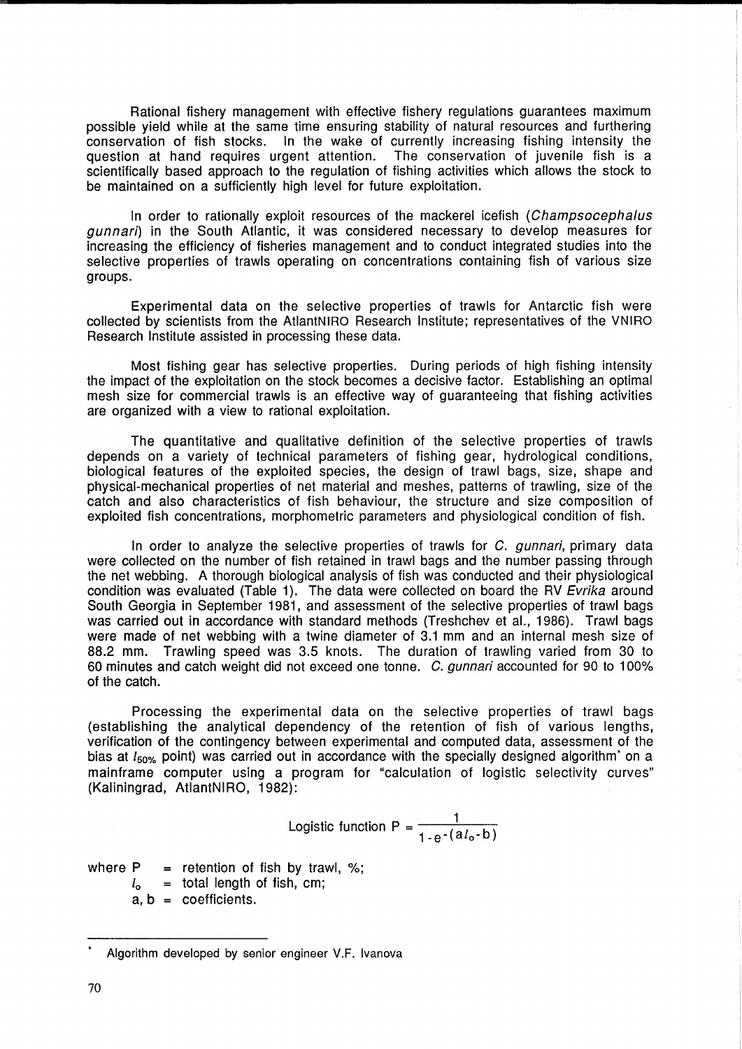Rational fishery management with effective fishery regulations guarantees maximum possible yield while at the same time ensuring stability of natural resources and furthering conservation of fish stocks. In the wake of currently increasing fishing intensity the question at hand requires urgent attention. The conservation of juvenile fish is a scientifically based approach to the regulation of fishing activities which allows the stock to be maintained on a sufficiently high level for future exploitation.

In order to rationally exploit resources of the mackerel icefish (*Champsocephalus gunnari*) in the South Atlantic, it was considered necessary to develop measures for increasing the efficiency of fisheries management and to conduct integrated studies into the selective properties of trawls operating on concentrations containing fish of various size groups.

Experimental data on the selective properties of trawls for Antarctic fish were collected by scientists from the AtlantNIRO Research Institute; representatives of the VNIRO Research Institute assisted in processing these data.

Most fishing gear has selective properties. During periods of high fishing intensity the impact of the exploitation on the stock becomes a decisive factor. Establishing an optimal mesh size for commercial trawls is an effective way of guaranteeing that fishing activities are organized with a view to rational exploitation.

The quantitative and qualitative definition of the selective properties of trawls depends on a variety of technical parameters of fishing gear, hydrological conditions, biological features of the exploited species, the design of trawl bags, size, shape and physical-mechanical properties of net material and meshes, patterns of trawling, size of the catch and also characteristics of fish behaviour, the structure and size composition of exploited fish concentrations, morphometric parameters and physiological condition of fish.

In order to analyze the selective properties of trawls for *C. gunnari*, primary data were collected on the number of fish retained in trawl bags and the number passing through the net webbing. A thorough biological analysis of fish was conducted and their physiological condition was evaluated (Table 1). The data were collected on board the RV *Evrika* around South Georgia in September 1981, and assessment of the selective properties of trawl bags was carried out in accordance with standard methods (Treshchev et al., 1986). Trawl bags were made of net webbing with a twine diameter of 3.1 mm and an internal mesh size of 88.2 mm. Trawling speed was 3.5 knots. The duration of trawling varied from 30 to 60 minutes and catch weight did not exceed one tonne. *C. gunnari* accounted for 90 to 100% of the catch.

Processing the experimental data on the selective properties of trawl bags (establishing the analytical dependency of the retention of fish of various lengths, verification of the contingency between experimental and computed data, assessment of the bias at $l_{50\%}$ point) was carried out in accordance with the specially designed algorithm* on a mainframe computer using a program for "calculation of logistic selectivity curves" (Kaliningrad, AtlantNIRO, 1982):

$$\text{Logistic function } P = \frac{1}{1 - e^{-(a l_o - b)}}$$

where $P$ = retention of fish by trawl, %;
$l_o$ = total length of fish, cm;
$a, b$ = coefficients.

---

\* Algorithm developed by senior engineer V.F. Ivanova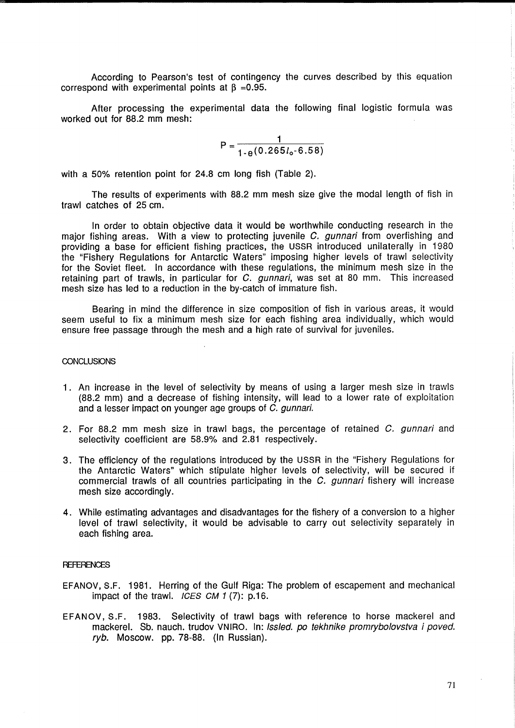According to Pearson's test of contingency the curves described by this equation correspond with experimental points at $\beta$ =0.95.

After processing the experimental data the following final logistic formula was worked out for 88.2 mm mesh:

$$P = \frac{1}{1 - e^{(0.265 l_o - 6.58)}}$$

with a 50% retention point for 24.8 cm long fish (Table 2).

The results of experiments with 88.2 mm mesh size give the modal length of fish in trawl catches of 25 cm.

In order to obtain objective data it would be worthwhile conducting research in the major fishing areas. With a view to protecting juvenile *C. gunnari* from overfishing and providing a base for efficient fishing practices, the USSR introduced unilaterally in 1980 the "Fishery Regulations for Antarctic Waters" imposing higher levels of trawl selectivity for the Soviet fleet. In accordance with these regulations, the minimum mesh size in the retaining part of trawls, in particular for *C. gunnari*, was set at 80 mm. This increased mesh size has led to a reduction in the by-catch of immature fish.

Bearing in mind the difference in size composition of fish in various areas, it would seem useful to fix a minimum mesh size for each fishing area individually, which would ensure free passage through the mesh and a high rate of survival for juveniles.

## CONCLUSIONS

1. An increase in the level of selectivity by means of using a larger mesh size in trawls (88.2 mm) and a decrease of fishing intensity, will lead to a lower rate of exploitation and a lesser impact on younger age groups of *C. gunnari*.

2. For 88.2 mm mesh size in trawl bags, the percentage of retained *C. gunnari* and selectivity coefficient are 58.9% and 2.81 respectively.

3. The efficiency of the regulations introduced by the USSR in the "Fishery Regulations for the Antarctic Waters" which stipulate higher levels of selectivity, will be secured if commercial trawls of all countries participating in the *C. gunnari* fishery will increase mesh size accordingly.

4. While estimating advantages and disadvantages for the fishery of a conversion to a higher level of trawl selectivity, it would be advisable to carry out selectivity separately in each fishing area.

## REFERENCES

EFANOV, S.F. 1981. Herring of the Gulf Riga: The problem of escapement and mechanical impact of the trawl. *ICES CM 1* (7): p.16.

EFANOV, S.F. 1983. Selectivity of trawl bags with reference to horse mackerel and mackerel. Sb. nauch. trudov VNIRO. In: *Issled. po tekhnike promrybolovstva i poved. ryb.* Moscow. pp. 78-88. (In Russian).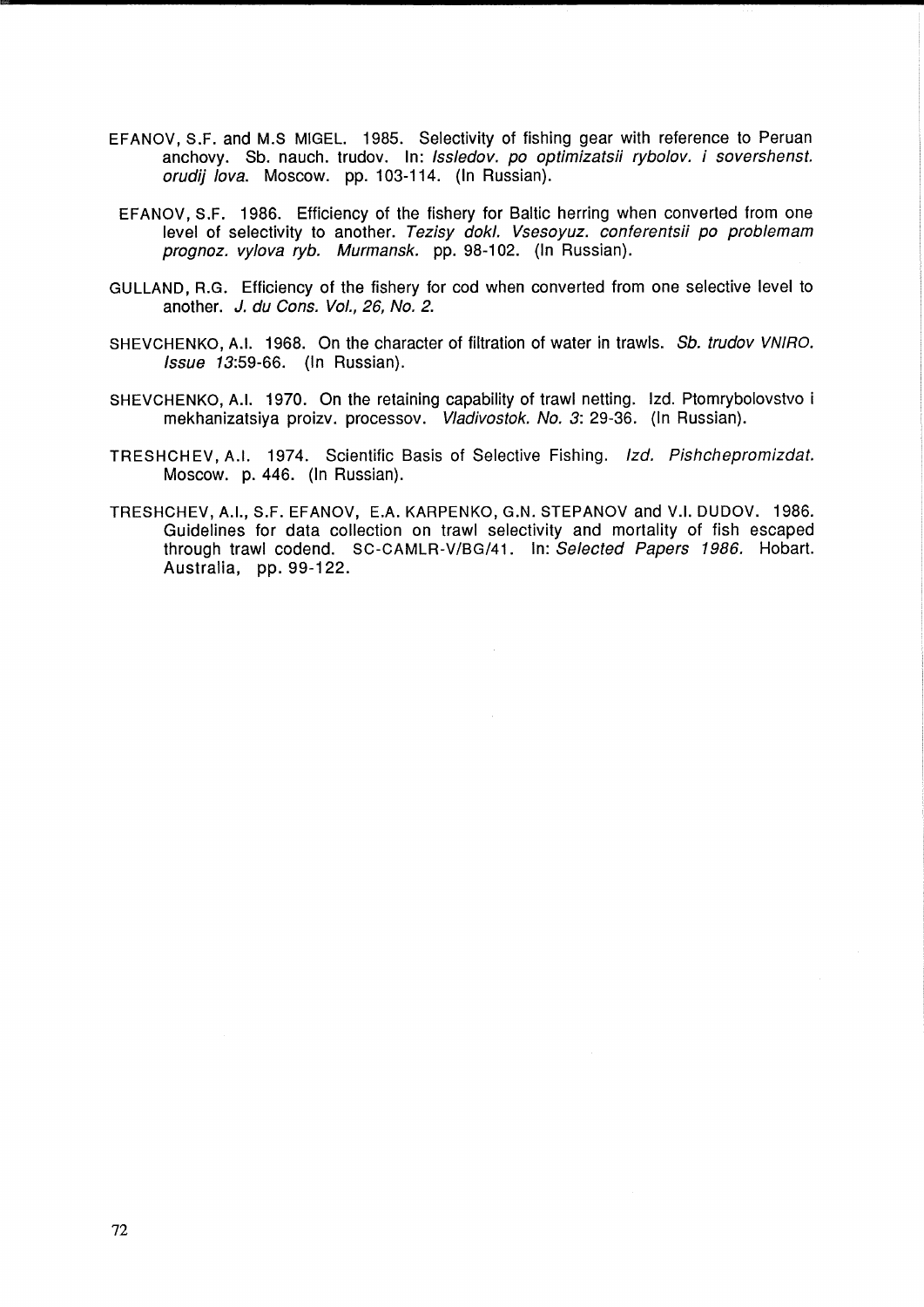EFANOV, S.F. and M.S MIGEL. 1985. Selectivity of fishing gear with reference to Peruan anchovy. Sb. nauch. trudov. In: *Issledov. po optimizatsii rybolov. i sovershenst. orudij lova.* Moscow. pp. 103-114. (In Russian).

EFANOV, S.F. 1986. Efficiency of the fishery for Baltic herring when converted from one level of selectivity to another. *Tezisy dokl. Vsesoyuz. conferentsii po problemam prognoz. vylova ryb. Murmansk.* pp. 98-102. (In Russian).

GULLAND, R.G. Efficiency of the fishery for cod when converted from one selective level to another. *J. du Cons. Vol., 26, No. 2.*

SHEVCHENKO, A.I. 1968. On the character of filtration of water in trawls. *Sb. trudov VNIRO. Issue 13*:59-66. (In Russian).

SHEVCHENKO, A.I. 1970. On the retaining capability of trawl netting. Izd. Ptomrybolovstvo i mekhanizatsiya proizv. processov. *Vladivostok. No. 3*: 29-36. (In Russian).

TRESHCHEV, A.I. 1974. Scientific Basis of Selective Fishing. *Izd. Pishchepromizdat.* Moscow. p. 446. (In Russian).

TRESHCHEV, A.I., S.F. EFANOV, E.A. KARPENKO, G.N. STEPANOV and V.I. DUDOV. 1986. Guidelines for data collection on trawl selectivity and mortality of fish escaped through trawl codend. SC-CAMLR-V/BG/41. In: *Selected Papers 1986.* Hobart. Australia, pp. 99-122.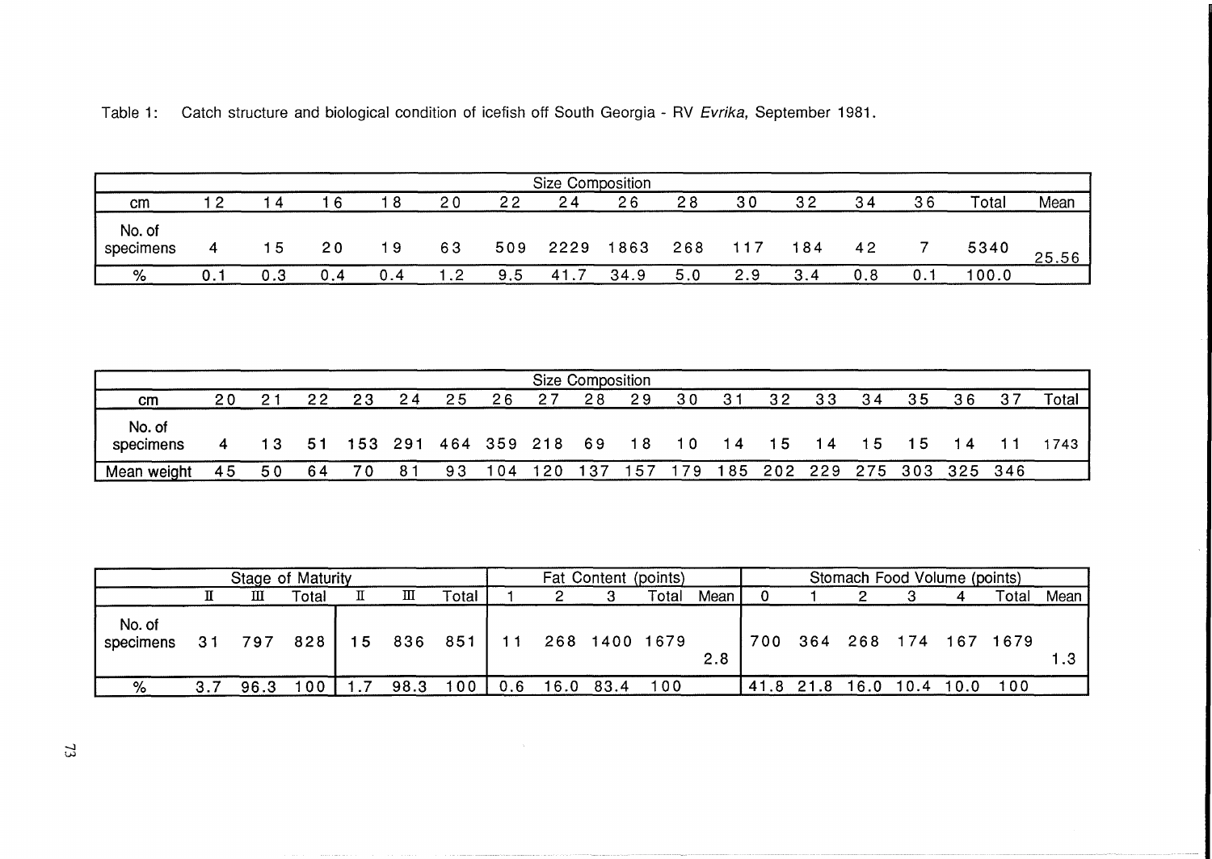Table 1: Catch structure and biological condition of icefish off South Georgia - RV *Evrika*, September 1981.

| Size Composition | | | | | | | | | | | | | | | |
|---|---|---|---|---|---|---|---|---|---|---|---|---|---|---|---|
| cm | 12 | 14 | 16 | 18 | 20 | 22 | 24 | 26 | 28 | 30 | 32 | 34 | 36 | Total | Mean |
| No. of specimens | 4 | 15 | 20 | 19 | 63 | 509 | 2229 | 1863 | 268 | 117 | 184 | 42 | 7 | 5340 | 25.56 |
| % | 0.1 | 0.3 | 0.4 | 0.4 | 1.2 | 9.5 | 41.7 | 34.9 | 5.0 | 2.9 | 3.4 | 0.8 | 0.1 | 100.0 | |

| Size Composition | | | | | | | | | | | | | | | | | | | |
|---|---|---|---|---|---|---|---|---|---|---|---|---|---|---|---|---|---|---|---|
| cm | 20 | 21 | 22 | 23 | 24 | 25 | 26 | 27 | 28 | 29 | 30 | 31 | 32 | 33 | 34 | 35 | 36 | 37 | Total |
| No. of specimens | 4 | 13 | 51 | 153 | 291 | 464 | 359 | 218 | 69 | 18 | 10 | 14 | 15 | 14 | 15 | 15 | 14 | 11 | 1743 |
| Mean weight | 45 | 50 | 64 | 70 | 81 | 93 | 104 | 120 | 137 | 157 | 179 | 185 | 202 | 229 | 275 | 303 | 325 | 346 | |

| | Stage of Maturity | | | | | | Fat Content (points) | | | | | Stomach Food Volume (points) | | | | | | |
|---|---|---|---|---|---|---|---|---|---|---|---|---|---|---|---|---|---|---|
| | II | III | Total | II | III | Total | 1 | 2 | 3 | Total | Mean | 0 | 1 | 2 | 3 | 4 | Total | Mean |
| No. of specimens | 31 | 797 | 828 | 15 | 836 | 851 | 11 | 268 | 1400 | 1679 | 2.8 | 700 | 364 | 268 | 174 | 167 | 1679 | 1.3 |
| % | 3.7 | 96.3 | 100 | 1.7 | 98.3 | 100 | 0.6 | 16.0 | 83.4 | 100 | | 41.8 | 21.8 | 16.0 | 10.4 | 10.0 | 100 | |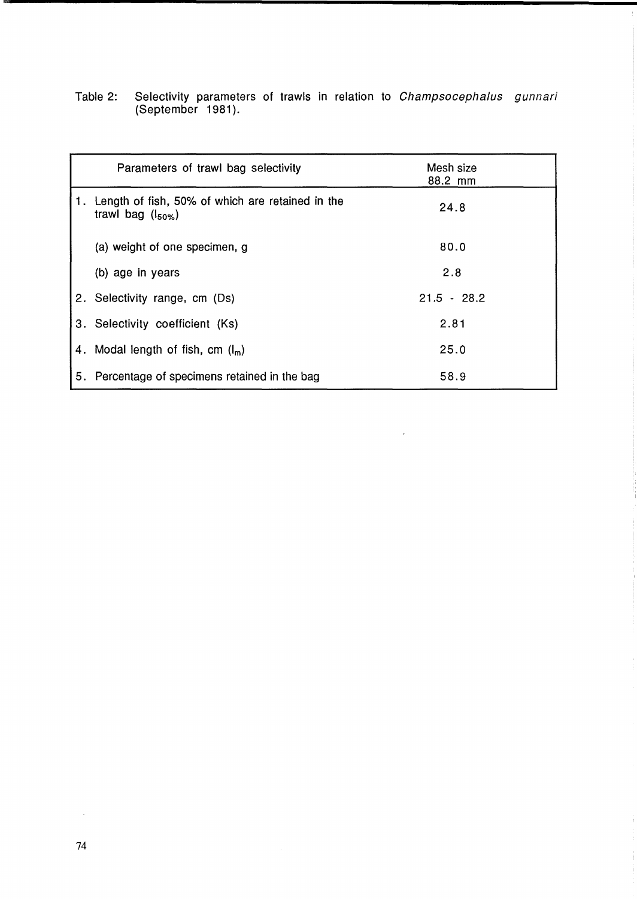Table 2: Selectivity parameters of trawls in relation to *Champsocephalus gunnari* (September 1981).

| Parameters of trawl bag selectivity | Mesh size 88.2 mm |
|---|---|
| 1. Length of fish, 50% of which are retained in the trawl bag ($l_{50\%}$) | 24.8 |
| (a) weight of one specimen, g | 80.0 |
| (b) age in years | 2.8 |
| 2. Selectivity range, cm (Ds) | 21.5 - 28.2 |
| 3. Selectivity coefficient (Ks) | 2.81 |
| 4. Modal length of fish, cm ($l_m$) | 25.0 |
| 5. Percentage of specimens retained in the bag | 58.9 |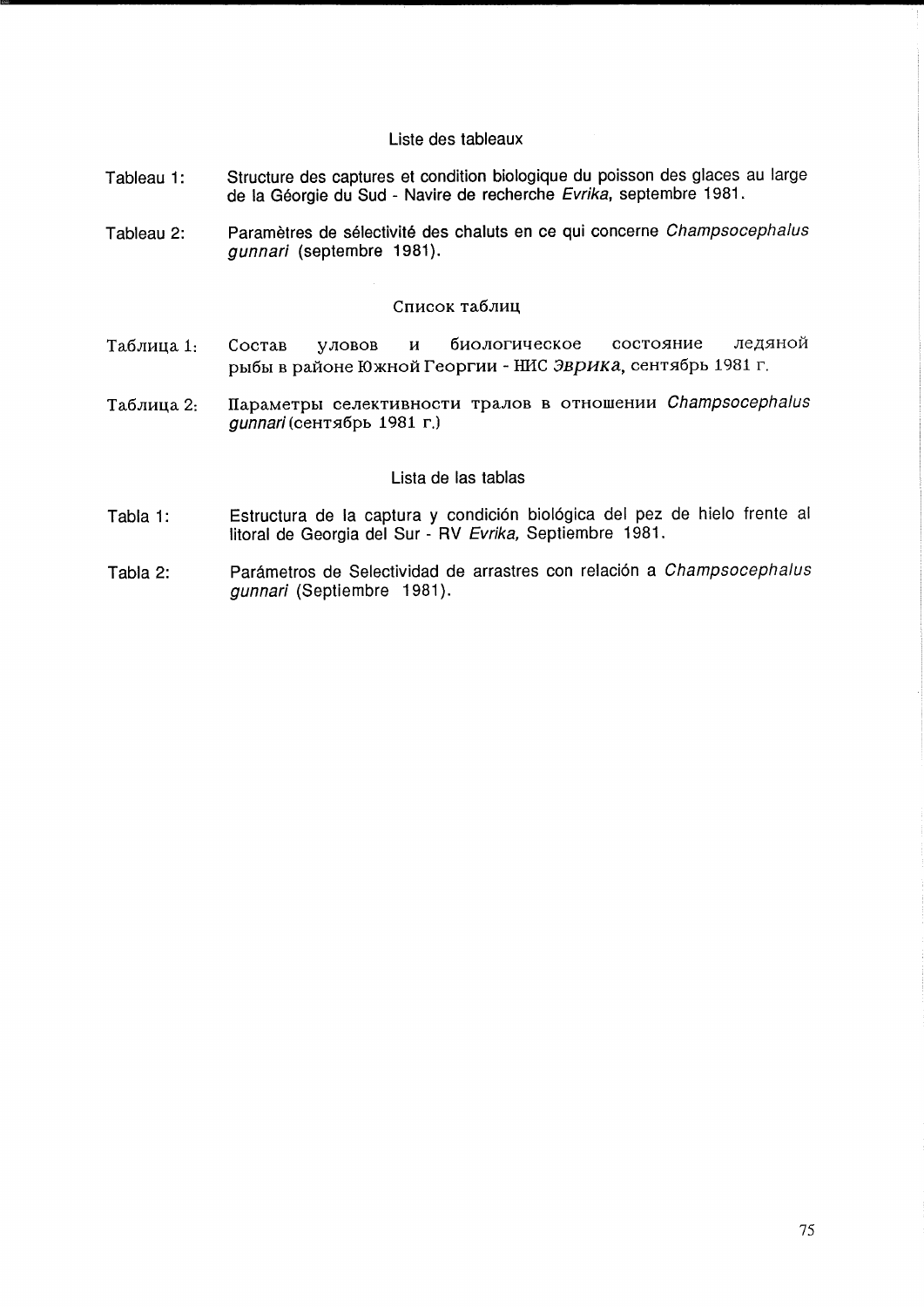## Liste des tableaux

Tableau 1: Structure des captures et condition biologique du poisson des glaces au large de la Géorgie du Sud - Navire de recherche *Evrika*, septembre 1981.

Tableau 2: Paramètres de sélectivité des chaluts en ce qui concerne *Champsocephalus gunnari* (septembre 1981).

## Список таблиц

Таблица 1: Состав уловов и биологическое состояние ледяной рыбы в районе Южной Георгии - НИС *Эврика*, сентябрь 1981 г.

Таблица 2: Параметры селективности тралов в отношении *Champsocephalus gunnari* (сентябрь 1981 г.)

## Lista de las tablas

Tabla 1: Estructura de la captura y condición biológica del pez de hielo frente al litoral de Georgia del Sur - RV *Evrika,* Septiembre 1981.

Tabla 2: Parámetros de Selectividad de arrastres con relación a *Champsocephalus gunnari* (Septiembre 1981).